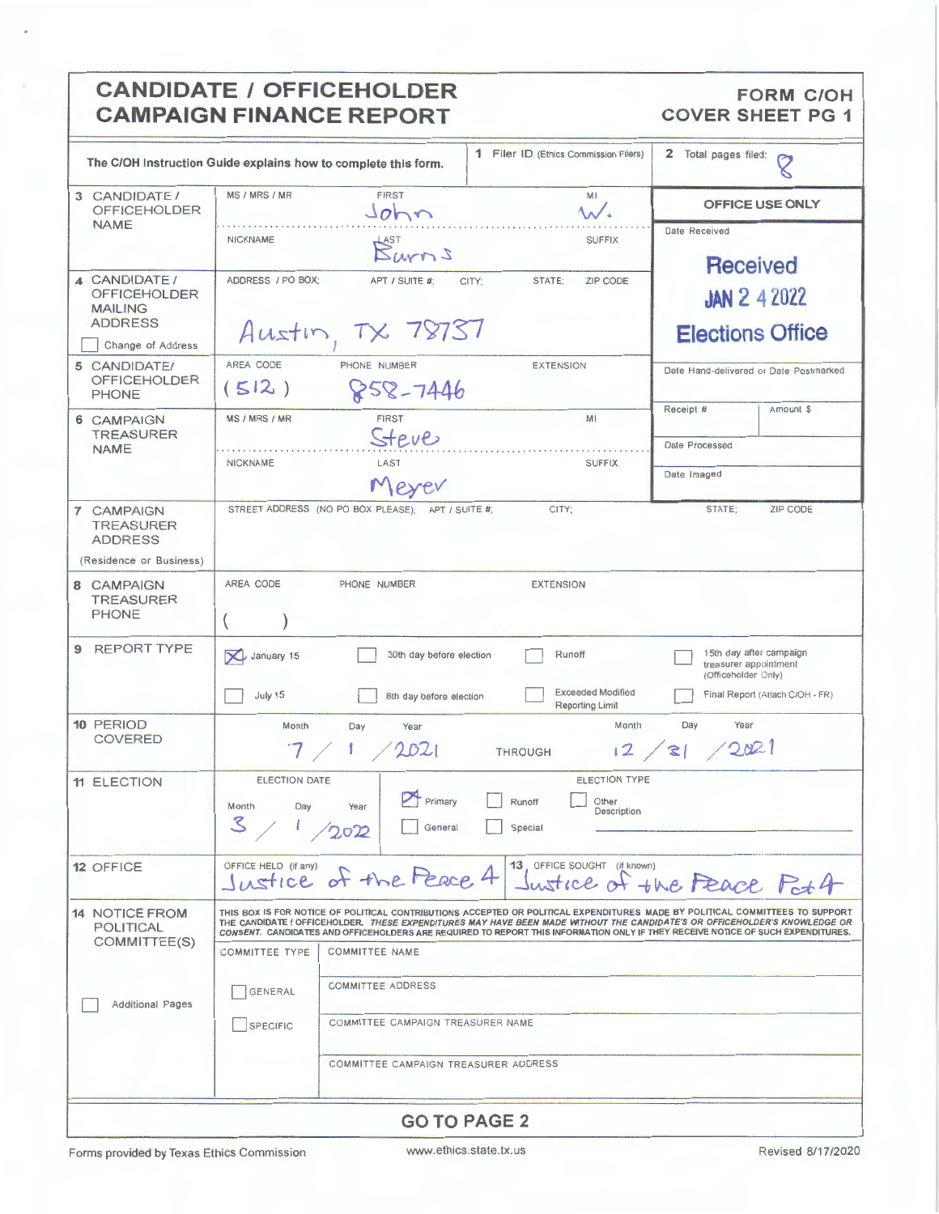# CANDIDATE / OFFICEHOLDER CAMPAIGN FINANCE REPORT

**FORM C/OH COVER SHEET PG 1**

The C/OH Instruction Guide explains how to complete this form.

| | |
|---|---|
| **1** Filer ID (Ethics Commission Filers) | |
| **2** Total pages filed: | 8 |

**OFFICE USE ONLY**

Date Received: **Received JAN 2 4 2022 Elections Office**

Date Hand-delivered or Date Postmarked

Receipt # | Amount $

Date Processed

Date Imaged

| Field | Details |
|---|---|
| **3** CANDIDATE / OFFICEHOLDER NAME | MS / MRS / MR: — FIRST: John MI: W. NICKNAME: — LAST: Burns SUFFIX: — |
| **4** CANDIDATE / OFFICEHOLDER MAILING ADDRESS ☐ Change of Address | ADDRESS / PO BOX; APT / SUITE #; CITY; STATE; ZIP CODE: Austin, TX 78737 |
| **5** CANDIDATE/ OFFICEHOLDER PHONE | AREA CODE: (512) PHONE NUMBER: 858-7446 EXTENSION: |
| **6** CAMPAIGN TREASURER NAME | MS / MRS / MR: — FIRST: Steve MI: — NICKNAME: — LAST: Meyer SUFFIX: — |
| **7** CAMPAIGN TREASURER ADDRESS (Residence or Business) | STREET ADDRESS (NO PO BOX PLEASE); APT / SUITE #; CITY; STATE; ZIP CODE |
| **8** CAMPAIGN TREASURER PHONE | AREA CODE ( ) PHONE NUMBER EXTENSION |

**9 REPORT TYPE**

- [x] January 15
- [ ] 30th day before election
- [ ] Runoff
- [ ] 15th day after campaign treasurer appointment (Officeholder Only)
- [ ] July 15
- [ ] 8th day before election
- [ ] Exceeded Modified Reporting Limit
- [ ] Final Report (Attach C/OH - FR)

**10 PERIOD COVERED**

Month / Day / Year: 7 / 1 / 2021 THROUGH Month / Day / Year: 12 / 31 / 2021

**11 ELECTION**

ELECTION DATE: Month / Day / Year: 3 / 1 / 2022

ELECTION TYPE:

- [x] Primary
- [ ] Runoff
- [ ] Other Description
- [ ] General
- [ ] Special

**12 OFFICE**

OFFICE HELD (if any): Justice of the Peace 4

**13** OFFICE SOUGHT (if known): Justice of the Peace Pct 4

**14 NOTICE FROM POLITICAL COMMITTEE(S)**

THIS BOX IS FOR NOTICE OF POLITICAL CONTRIBUTIONS ACCEPTED OR POLITICAL EXPENDITURES MADE BY POLITICAL COMMITTEES TO SUPPORT THE CANDIDATE / OFFICEHOLDER. *THESE EXPENDITURES MAY HAVE BEEN MADE WITHOUT THE CANDIDATE'S OR OFFICEHOLDER'S KNOWLEDGE OR CONSENT.* CANDIDATES AND OFFICEHOLDERS ARE REQUIRED TO REPORT THIS INFORMATION ONLY IF THEY RECEIVE NOTICE OF SUCH EXPENDITURES.

☐ Additional Pages

| COMMITTEE TYPE | |
|---|---|
| | COMMITTEE NAME |
| ☐ GENERAL | COMMITTEE ADDRESS |
| ☐ SPECIFIC | COMMITTEE CAMPAIGN TREASURER NAME |
| | COMMITTEE CAMPAIGN TREASURER ADDRESS |

**GO TO PAGE 2**

Forms provided by Texas Ethics Commission — www.ethics.state.tx.us — Revised 8/17/2020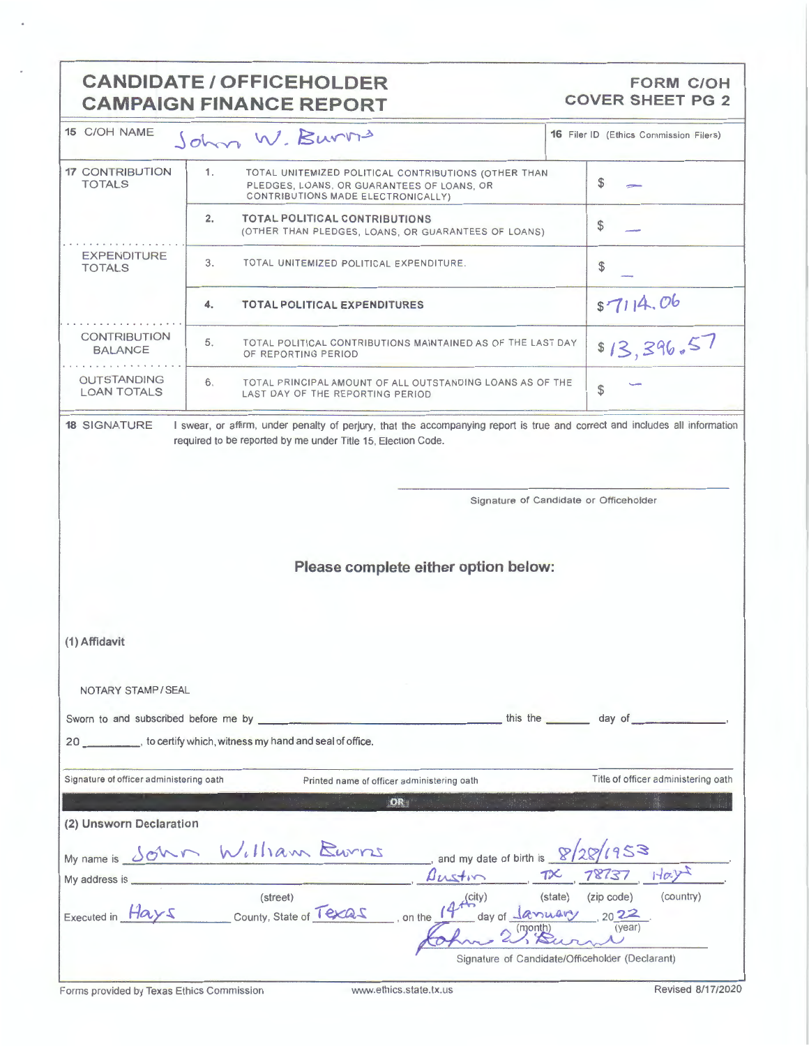# CANDIDATE / OFFICEHOLDER CAMPAIGN FINANCE REPORT

**FORM C/OH COVER SHEET PG 2**

| 15 C/OH NAME | John W. Burns | 16 Filer ID (Ethics Commission Filers) |
|---|---|---|

| | | | |
|---|---|---|---|
| 17 CONTRIBUTION TOTALS | 1. | TOTAL UNITEMIZED POLITICAL CONTRIBUTIONS (OTHER THAN PLEDGES, LOANS, OR GUARANTEES OF LOANS, OR CONTRIBUTIONS MADE ELECTRONICALLY) | $ — |
| | 2. | **TOTAL POLITICAL CONTRIBUTIONS** (OTHER THAN PLEDGES, LOANS, OR GUARANTEES OF LOANS) | $ — |
| EXPENDITURE TOTALS | 3. | TOTAL UNITEMIZED POLITICAL EXPENDITURE. | $ — |
| | 4. | **TOTAL POLITICAL EXPENDITURES** | $7114.06 |
| CONTRIBUTION BALANCE | 5. | TOTAL POLITICAL CONTRIBUTIONS MAINTAINED AS OF THE LAST DAY OF REPORTING PERIOD | $13,396.57 |
| OUTSTANDING LOAN TOTALS | 6. | TOTAL PRINCIPAL AMOUNT OF ALL OUTSTANDING LOANS AS OF THE LAST DAY OF THE REPORTING PERIOD | $ — |

**18 SIGNATURE** I swear, or affirm, under penalty of perjury, that the accompanying report is true and correct and includes all information required to be reported by me under Title 15, Election Code.

_______________________________
Signature of Candidate or Officeholder

**Please complete either option below:**

**(1) Affidavit**

NOTARY STAMP / SEAL

Sworn to and subscribed before me by ______________________ this the ______ day of ______________, 20 ______, to certify which, witness my hand and seal of office.

Signature of officer administering oath | Printed name of officer administering oath | Title of officer administering oath

**OR**

**(2) Unsworn Declaration**

My name is John William Burns, and my date of birth is 8/28/1953.

My address is ______________________, Austin, TX, 78737, Hays.
(street) (city) (state) (zip code) (country)

Executed in Hays County, State of Texas, on the 14th day of January, 2022.
(month) (year)

John W. Burns
Signature of Candidate/Officeholder (Declarant)

Forms provided by Texas Ethics Commission www.ethics.state.tx.us Revised 8/17/2020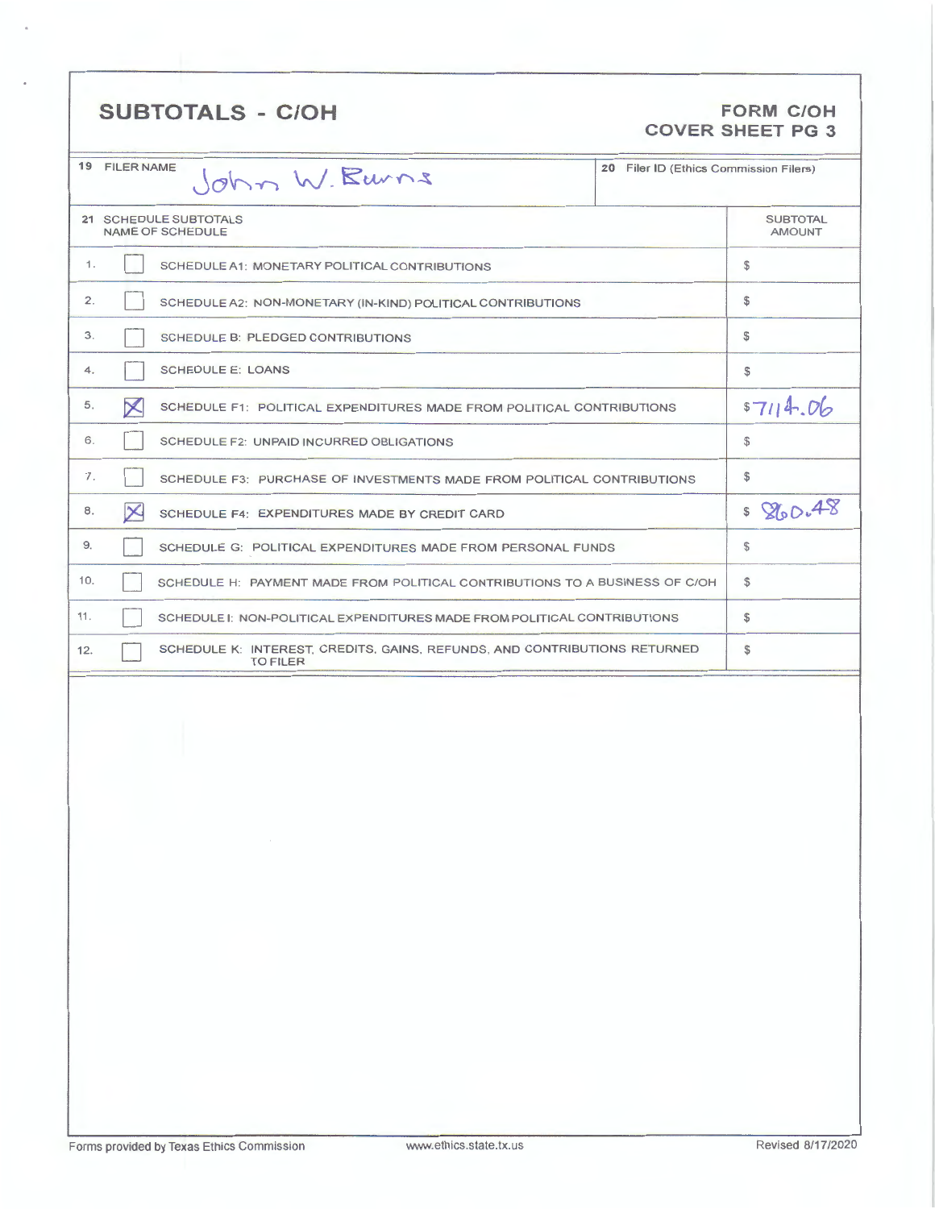## SUBTOTALS - C/OH

**FORM C/OH**
**COVER SHEET PG 3**

| 19 FILER NAME | 20 Filer ID (Ethics Commission Filers) |
|---|---|
| John W. Burns | |

| 21 SCHEDULE SUBTOTALS NAME OF SCHEDULE | | | SUBTOTAL AMOUNT |
|---|---|---|---|
| 1. | [ ] | SCHEDULE A1: MONETARY POLITICAL CONTRIBUTIONS | $ |
| 2. | [ ] | SCHEDULE A2: NON-MONETARY (IN-KIND) POLITICAL CONTRIBUTIONS | $ |
| 3. | [ ] | SCHEDULE B: PLEDGED CONTRIBUTIONS | $ |
| 4. | [ ] | SCHEDULE E: LOANS | $ |
| 5. | [X] | SCHEDULE F1: POLITICAL EXPENDITURES MADE FROM POLITICAL CONTRIBUTIONS | $7114.06 |
| 6. | [ ] | SCHEDULE F2: UNPAID INCURRED OBLIGATIONS | $ |
| 7. | [ ] | SCHEDULE F3: PURCHASE OF INVESTMENTS MADE FROM POLITICAL CONTRIBUTIONS | $ |
| 8. | [X] | SCHEDULE F4: EXPENDITURES MADE BY CREDIT CARD | $ 860.48 |
| 9. | [ ] | SCHEDULE G: POLITICAL EXPENDITURES MADE FROM PERSONAL FUNDS | $ |
| 10. | [ ] | SCHEDULE H: PAYMENT MADE FROM POLITICAL CONTRIBUTIONS TO A BUSINESS OF C/OH | $ |
| 11. | [ ] | SCHEDULE I: NON-POLITICAL EXPENDITURES MADE FROM POLITICAL CONTRIBUTIONS | $ |
| 12. | [ ] | SCHEDULE K: INTEREST, CREDITS, GAINS, REFUNDS, AND CONTRIBUTIONS RETURNED TO FILER | $ |

Forms provided by Texas Ethics Commission www.ethics.state.tx.us Revised 8/17/2020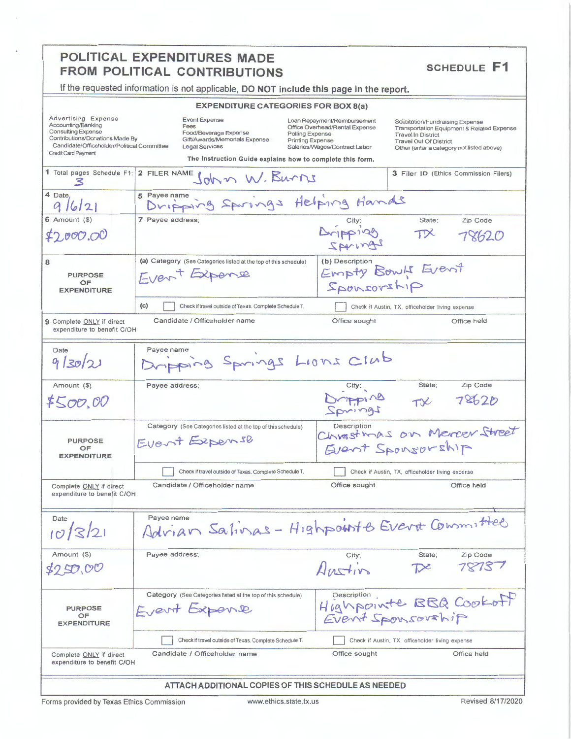# POLITICAL EXPENDITURES MADE FROM POLITICAL CONTRIBUTIONS

**SCHEDULE F1**

If the requested information is not applicable, **DO NOT include this page in the report.**

## EXPENDITURE CATEGORIES FOR BOX 8(a)

| | | | |
|---|---|---|---|
| Advertising Expense | Event Expense | Loan Repayment/Reimbursement | Solicitation/Fundraising Expense |
| Accounting/Banking | Fees | Office Overhead/Rental Expense | Transportation Equipment & Related Expense |
| Consulting Expense | Food/Beverage Expense | Polling Expense | Travel In District |
| Contributions/Donations Made By Candidate/Officeholder/Political Committee | Gift/Awards/Memorials Expense | Printing Expense | Travel Out Of District |
| Credit Card Payment | Legal Services | Salaries/Wages/Contract Labor | Other (enter a category not listed above) |

The Instruction Guide explains how to complete this form.

| 1 Total pages Schedule F1: | 2 FILER NAME | 3 Filer ID (Ethics Commission Filers) |
|---|---|---|
| 3 | John W. Burns | |

| 4 Date | 5 Payee name | | |
|---|---|---|---|
| 9/6/21 | Dripping Springs Helping Hands | | |
| **6 Amount ($)** | **7 Payee address;** City; | State; | Zip Code |
| $2,000.00 | Dripping Springs | TX | 78620 |
| **8 PURPOSE OF EXPENDITURE** | (a) Category (See Categories listed at the top of this schedule): Event Expense | (b) Description: Empty Bowls Event Sponsorship | |
| | (c) ☐ Check if travel outside of Texas. Complete Schedule T. | ☐ Check if Austin, TX, officeholder living expense | |
| **9 Complete ONLY if direct expenditure to benefit C/OH** | Candidate / Officeholder name | Office sought | Office held |

| Date | Payee name | | |
|---|---|---|---|
| 9/30/21 | Dripping Springs Lions Club | | |
| **Amount ($)** | **Payee address;** City; | State; | Zip Code |
| $500.00 | Dripping Springs | TX | 78620 |
| **PURPOSE OF EXPENDITURE** | Category (See Categories listed at the top of this schedule): Event Expense | Description: Christmas on Mercer Street Event Sponsorship | |
| | ☐ Check if travel outside of Texas. Complete Schedule T. | ☐ Check if Austin, TX, officeholder living expense | |
| **Complete ONLY if direct expenditure to benefit C/OH** | Candidate / Officeholder name | Office sought | Office held |

| Date | Payee name | | |
|---|---|---|---|
| 10/3/21 | Adrian Salinas - Highpointe Event Committee | | |
| **Amount ($)** | **Payee address;** City; | State; | Zip Code |
| $250.00 | Austin | TX | 78737 |
| **PURPOSE OF EXPENDITURE** | Category (See Categories listed at the top of this schedule): Event Expense | Description: Highpointe BBQ Cookoff Event Sponsorship | |
| | ☐ Check if travel outside of Texas. Complete Schedule T. | ☐ Check if Austin, TX, officeholder living expense | |
| **Complete ONLY if direct expenditure to benefit C/OH** | Candidate / Officeholder name | Office sought | Office held |

**ATTACH ADDITIONAL COPIES OF THIS SCHEDULE AS NEEDED**

Forms provided by Texas Ethics Commission www.ethics.state.tx.us Revised 8/17/2020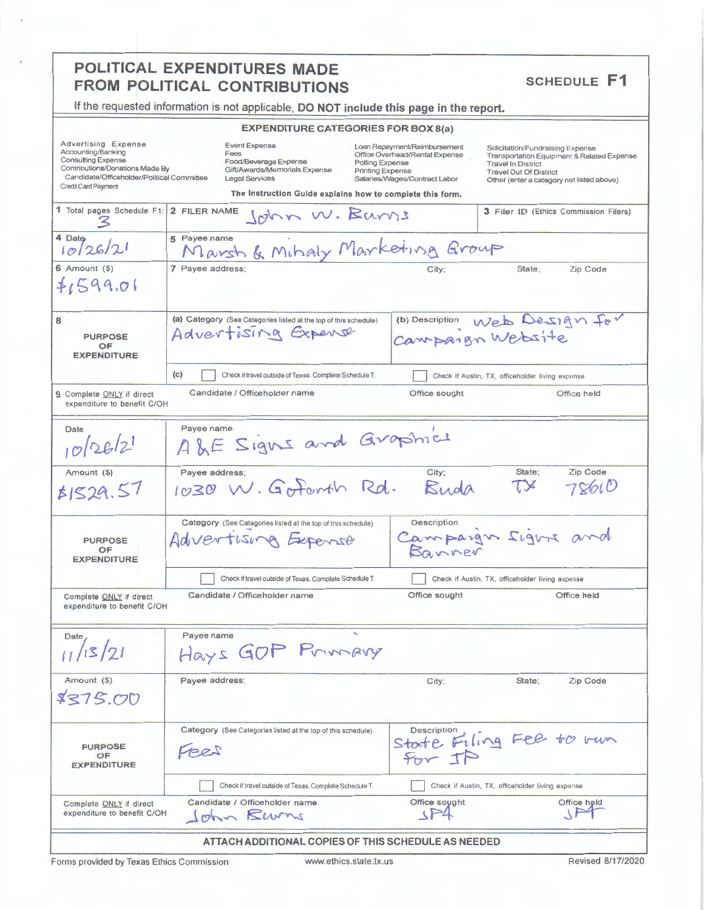# POLITICAL EXPENDITURES MADE FROM POLITICAL CONTRIBUTIONS

**SCHEDULE F1**

If the requested information is not applicable, **DO NOT include this page in the report.**

**EXPENDITURE CATEGORIES FOR BOX 8(a)**

| | | | |
|---|---|---|---|
| Advertising Expense | Event Expense | Loan Repayment/Reimbursement | Solicitation/Fundraising Expense |
| Accounting/Banking | Fees | Office Overhead/Rental Expense | Transportation Equipment & Related Expense |
| Consulting Expense | Food/Beverage Expense | Polling Expense | Travel In District |
| Contributions/Donations Made By Candidate/Officeholder/Political Committee | Gift/Awards/Memorials Expense | Printing Expense | Travel Out Of District |
| Credit Card Payment | Legal Services | Salaries/Wages/Contract Labor | Other (enter a category not listed above) |

**The Instruction Guide explains how to complete this form.**

| | | |
|---|---|---|
| 1 Total pages Schedule F1: 3 | 2 FILER NAME John W. Burns | 3 Filer ID (Ethics Commission Filers) |

---

**4 Date:** 10/26/21

**5 Payee name:** Marsh & Mihaly Marketing Group

**6 Amount ($):** $1599.01

**7 Payee address:** City: State: Zip Code:

**8 PURPOSE OF EXPENDITURE**

- (a) Category (See Categories listed at the top of this schedule): Advertising Expense
- (b) Description: Web Design for Campaign Website
- (c) ☐ Check if travel outside of Texas. Complete Schedule T. ☐ Check if Austin, TX, officeholder living expense

**9 Complete ONLY if direct expenditure to benefit C/OH**

Candidate / Officeholder name: Office sought: Office held:

---

**Date:** 10/26/21

**Payee name:** A&E Signs and Graphics

**Amount ($):** $1529.57

**Payee address:** 1030 W. Goforth Rd. City: Buda State: TX Zip Code: 78610

**PURPOSE OF EXPENDITURE**

- Category (See Categories listed at the top of this schedule): Advertising Expense
- Description: Campaign Signs and Banner
- ☐ Check if travel outside of Texas. Complete Schedule T. ☐ Check if Austin, TX, officeholder living expense

**Complete ONLY if direct expenditure to benefit C/OH**

Candidate / Officeholder name: Office sought: Office held:

---

**Date:** 11/13/21

**Payee name:** Hays GOP Primary

**Amount ($):** $375.00

**Payee address:** City: State: Zip Code:

**PURPOSE OF EXPENDITURE**

- Category (See Categories listed at the top of this schedule): Fees
- Description: State Filing Fee to run for JP
- ☐ Check if travel outside of Texas. Complete Schedule T. ☐ Check if Austin, TX, officeholder living expense

**Complete ONLY if direct expenditure to benefit C/OH**

Candidate / Officeholder name: John Burns | Office sought: JP4 | Office held: JP4

---

**ATTACH ADDITIONAL COPIES OF THIS SCHEDULE AS NEEDED**

Forms provided by Texas Ethics Commission www.ethics.state.tx.us Revised 8/17/2020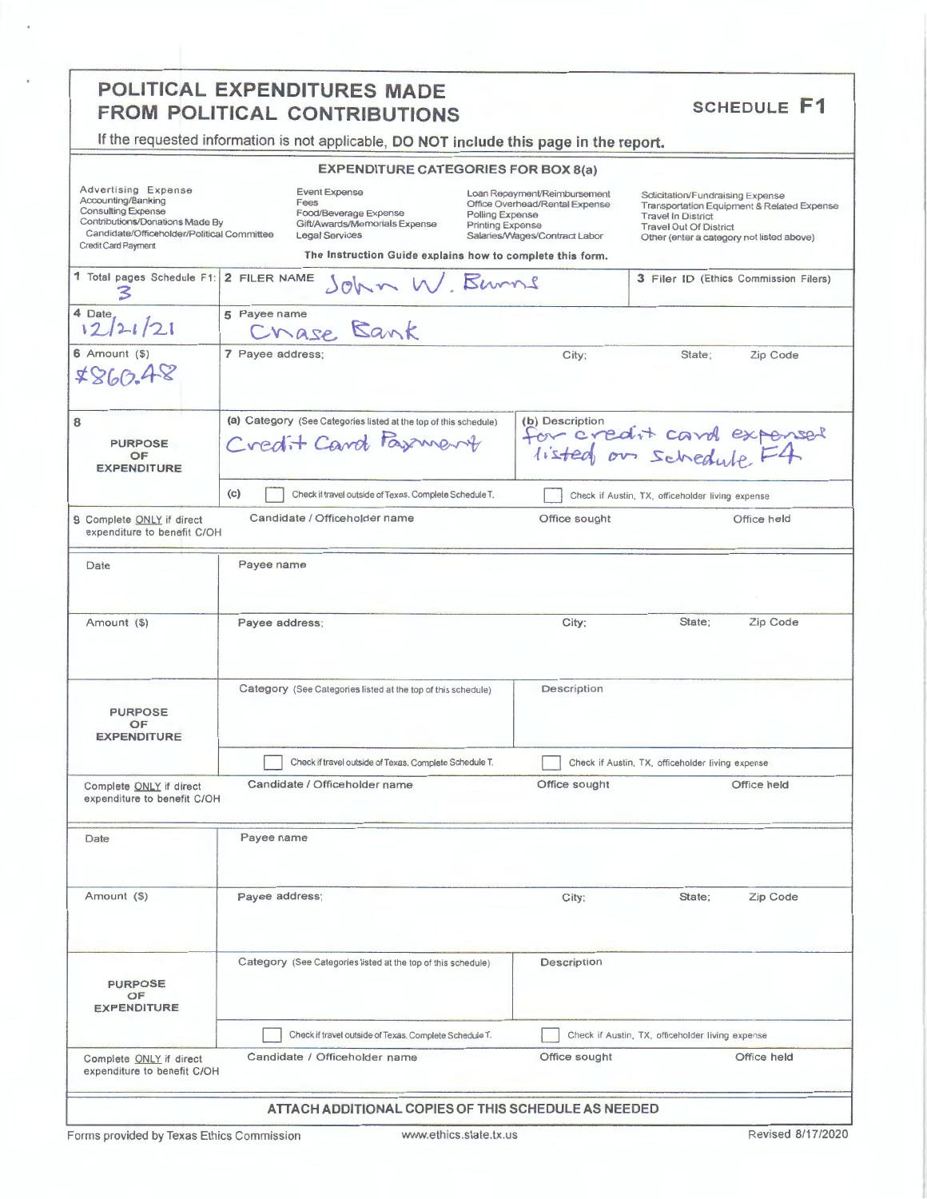# POLITICAL EXPENDITURES MADE FROM POLITICAL CONTRIBUTIONS

**SCHEDULE F1**

If the requested information is not applicable, **DO NOT include this page in the report.**

**EXPENDITURE CATEGORIES FOR BOX 8(a)**

| | | | |
|---|---|---|---|
| Advertising Expense<br>Accounting/Banking<br>Consulting Expense<br>Contributions/Donations Made By Candidate/Officeholder/Political Committee<br>Credit Card Payment | Event Expense<br>Fees<br>Food/Beverage Expense<br>Gift/Awards/Memorials Expense<br>Legal Services | Loan Repayment/Reimbursement<br>Office Overhead/Rental Expense<br>Polling Expense<br>Printing Expense<br>Salaries/Wages/Contract Labor | Solicitation/Fundraising Expense<br>Transportation Equipment & Related Expense<br>Travel In District<br>Travel Out Of District<br>Other (enter a category not listed above) |

**The Instruction Guide explains how to complete this form.**

| | | | | |
|---|---|---|---|---|
| 1 Total pages Schedule F1: 3 | 2 FILER NAME John W. Burns | | 3 Filer ID (Ethics Commission Filers) | |
| 4 Date 12/21/21 | 5 Payee name Chase Bank | | | |
| 6 Amount ($) $860.48 | 7 Payee address; | City; | State; | Zip Code |
| 8 PURPOSE OF EXPENDITURE | (a) Category (See Categories listed at the top of this schedule) Credit Card Payment | (b) Description for credit card expenses listed on Schedule F4 | | |
| | (c) ☐ Check if travel outside of Texas. Complete Schedule T. | ☐ Check if Austin, TX, officeholder living expense | | |
| 9 Complete ONLY if direct expenditure to benefit C/OH | Candidate / Officeholder name | Office sought | Office held | |

| | | | | |
|---|---|---|---|---|
| Date | Payee name | | | |
| Amount ($) | Payee address; | City; | State; | Zip Code |
| PURPOSE OF EXPENDITURE | Category (See Categories listed at the top of this schedule) | Description | | |
| | ☐ Check if travel outside of Texas. Complete Schedule T. | ☐ Check if Austin, TX, officeholder living expense | | |
| Complete ONLY if direct expenditure to benefit C/OH | Candidate / Officeholder name | Office sought | Office held | |

| | | | | |
|---|---|---|---|---|
| Date | Payee name | | | |
| Amount ($) | Payee address; | City; | State; | Zip Code |
| PURPOSE OF EXPENDITURE | Category (See Categories listed at the top of this schedule) | Description | | |
| | ☐ Check if travel outside of Texas. Complete Schedule T. | ☐ Check if Austin, TX, officeholder living expense | | |
| Complete ONLY if direct expenditure to benefit C/OH | Candidate / Officeholder name | Office sought | Office held | |

**ATTACH ADDITIONAL COPIES OF THIS SCHEDULE AS NEEDED**

Forms provided by Texas Ethics Commission www.ethics.state.tx.us Revised 8/17/2020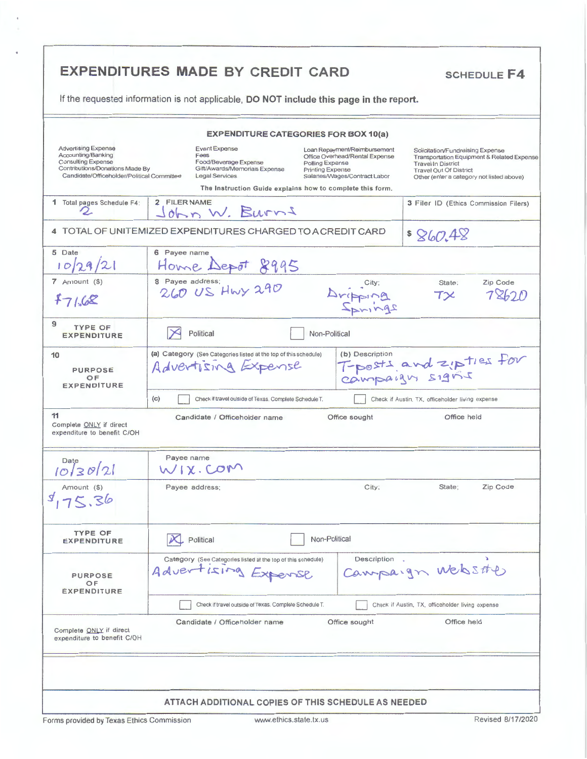# EXPENDITURES MADE BY CREDIT CARD

**SCHEDULE F4**

If the requested information is not applicable, **DO NOT include this page in the report.**

### EXPENDITURE CATEGORIES FOR BOX 10(a)

| | | | |
|---|---|---|---|
| Advertising Expense<br>Accounting/Banking<br>Consulting Expense<br>Contributions/Donations Made By Candidate/Officeholder/Political Committee | Event Expense<br>Fees<br>Food/Beverage Expense<br>Gift/Awards/Memorials Expense<br>Legal Services | Loan Repayment/Reimbursement<br>Office Overhead/Rental Expense<br>Polling Expense<br>Printing Expense<br>Salaries/Wages/Contract Labor | Solicitation/Fundraising Expense<br>Transportation Equipment & Related Expense<br>Travel In District<br>Travel Out Of District<br>Other (enter a category not listed above) |

The Instruction Guide explains how to complete this form.

| | | |
|---|---|---|
| 1 Total pages Schedule F4: 2 | 2 FILER NAME John W. Burns | 3 Filer ID (Ethics Commission Filers) |

4 TOTAL OF UNITEMIZED EXPENDITURES CHARGED TO A CREDIT CARD: $ 860.48

| | |
|---|---|
| 5 Date: 10/29/21 | 6 Payee name: Home Depot 8995 |
| 7 Amount ($): $71.68 | 8 Payee address: 260 US Hwy 290; City: Dripping Springs; State: TX; Zip Code: 78620 |
| 9 TYPE OF EXPENDITURE | [X] Political [ ] Non-Political |
| 10 PURPOSE OF EXPENDITURE | (a) Category: Advertising Expense<br>(b) Description: T-posts and zipties for campaign signs<br>(c) [ ] Check if travel outside of Texas. Complete Schedule T. [ ] Check if Austin, TX, officeholder living expense |
| 11 Complete ONLY if direct expenditure to benefit C/OH | Candidate / Officeholder name: Office sought: Office held: |

| | |
|---|---|
| Date: 10/30/21 | Payee name: WIX.com |
| Amount ($): $175.36 | Payee address: City: State: Zip Code: |
| TYPE OF EXPENDITURE | [X] Political [ ] Non-Political |
| PURPOSE OF EXPENDITURE | Category: Advertising Expense<br>Description: Campaign website<br>[ ] Check if travel outside of Texas. Complete Schedule T. [ ] Check if Austin, TX, officeholder living expense |
| Complete ONLY if direct expenditure to benefit C/OH | Candidate / Officeholder name: Office sought: Office held: |

ATTACH ADDITIONAL COPIES OF THIS SCHEDULE AS NEEDED

Forms provided by Texas Ethics Commission www.ethics.state.tx.us Revised 8/17/2020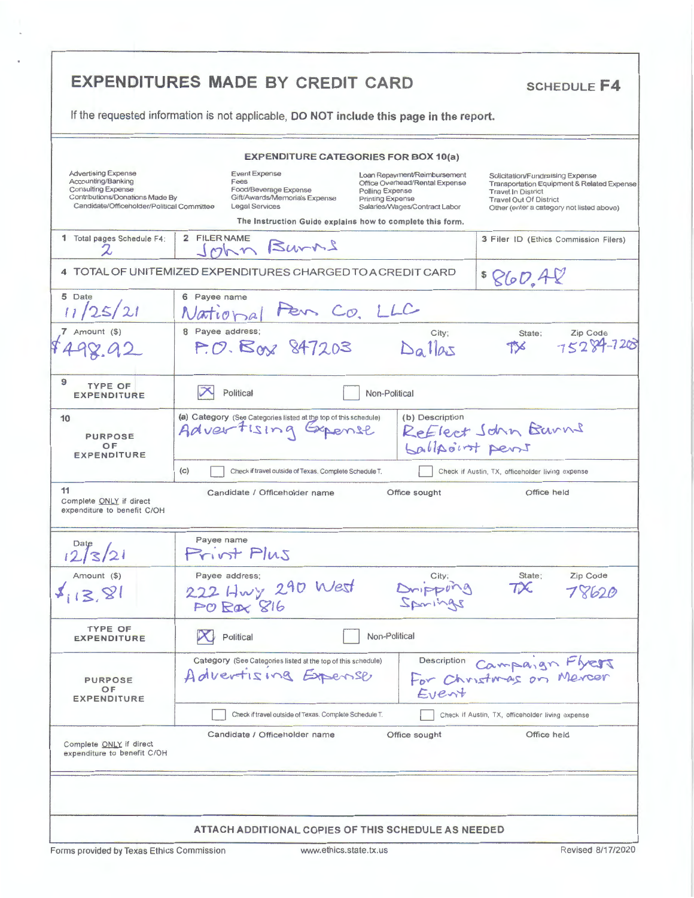# EXPENDITURES MADE BY CREDIT CARD

**SCHEDULE F4**

If the requested information is not applicable, **DO NOT include this page in the report.**

### EXPENDITURE CATEGORIES FOR BOX 10(a)

| | | | |
|---|---|---|---|
| Advertising Expense | Event Expense | Loan Repayment/Reimbursement | Solicitation/Fundraising Expense |
| Accounting/Banking | Fees | Office Overhead/Rental Expense | Transportation Equipment & Related Expense |
| Consulting Expense | Food/Beverage Expense | Polling Expense | Travel In District |
| Contributions/Donations Made By Candidate/Officeholder/Political Committee | Gift/Awards/Memorials Expense | Printing Expense | Travel Out Of District |
| | Legal Services | Salaries/Wages/Contract Labor | Other (enter a category not listed above) |

**The Instruction Guide explains how to complete this form.**

1 Total pages Schedule F4: 2

2 FILER NAME: John Burns

3 Filer ID (Ethics Commission Filers):

4 TOTAL OF UNITEMIZED EXPENDITURES CHARGED TO A CREDIT CARD: $ 860.48

---

5 Date: 11/25/21

6 Payee name: National Pen Co. LLC

7 Amount ($): $498.92

8 Payee address: P.O. Box 847203 | City: Dallas | State: TX | Zip Code: 75284-7203

9 TYPE OF EXPENDITURE: [X] Political [ ] Non-Political

10 PURPOSE OF EXPENDITURE:
(a) Category (See Categories listed at the top of this schedule): Advertising Expense
(b) Description: ReElect John Burns ballpoint pens
(c) [ ] Check if travel outside of Texas. Complete Schedule T. [ ] Check if Austin, TX, officeholder living expense

11 Complete ONLY if direct expenditure to benefit C/OH: Candidate / Officeholder name: | Office sought: | Office held:

---

Date: 12/3/21

Payee name: Print Plus

Amount ($): $113.81

Payee address: 222 Hwy 290 West PO Box 816 | City: Dripping Springs | State: TX | Zip Code: 78620

TYPE OF EXPENDITURE: [X] Political [ ] Non-Political

PURPOSE OF EXPENDITURE:
Category (See Categories listed at the top of this schedule): Advertising Expense
Description: Campaign Flyers For Christmas on Mercer Event
[ ] Check if travel outside of Texas. Complete Schedule T. [ ] Check if Austin, TX, officeholder living expense

Complete ONLY if direct expenditure to benefit C/OH: Candidate / Officeholder name: | Office sought: | Office held:

---

**ATTACH ADDITIONAL COPIES OF THIS SCHEDULE AS NEEDED**

Forms provided by Texas Ethics Commission | www.ethics.state.tx.us | Revised 8/17/2020